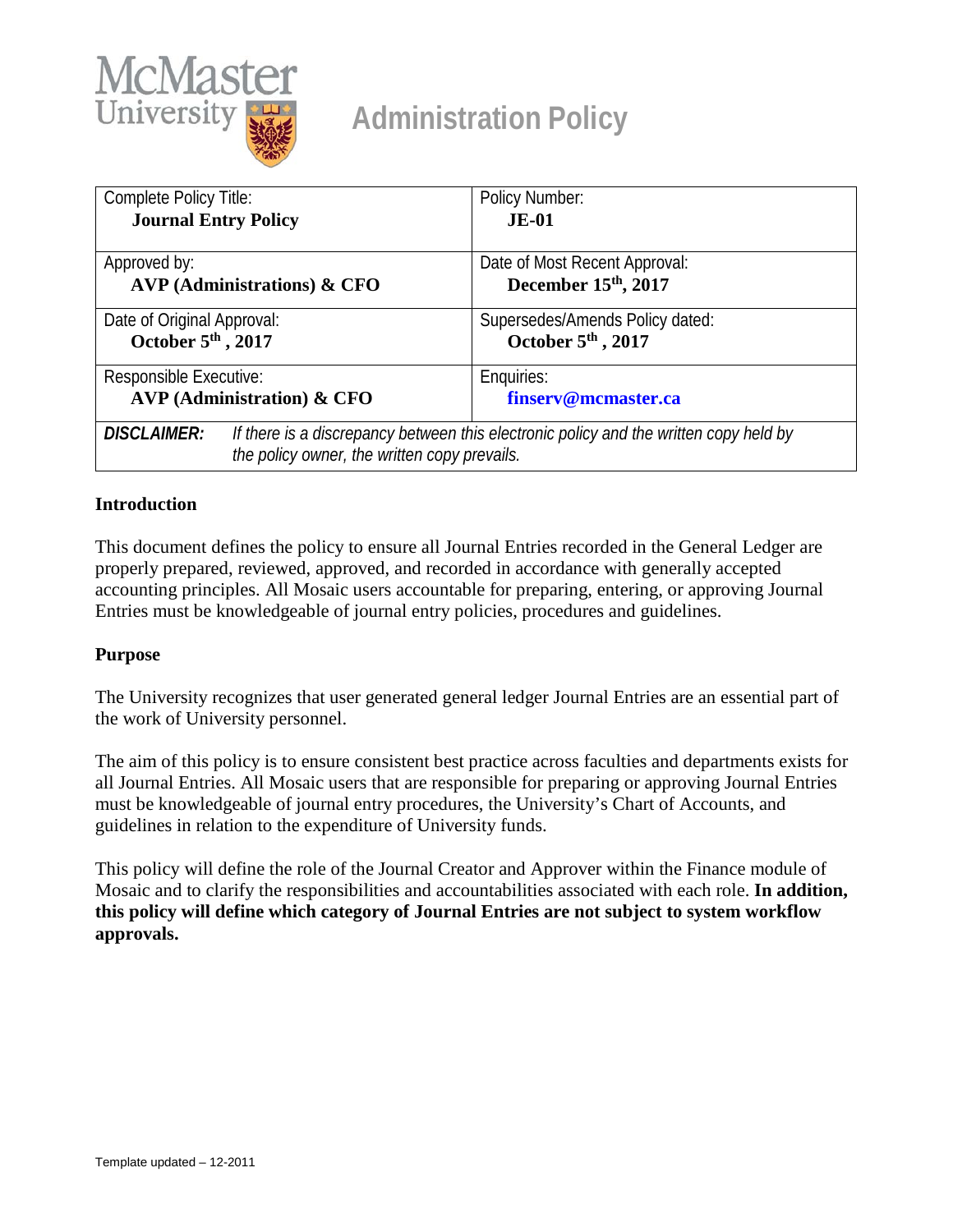# Administration Policy

| Complete Policy Title: **Journal Entry Policy** | Policy Number: **JE-01** |
|---|---|
| Approved by: **AVP (Administrations) & CFO** | Date of Most Recent Approval: **December 15th, 2017** |
| Date of Original Approval: **October 5th, 2017** | Supersedes/Amends Policy dated: **October 5th, 2017** |
| Responsible Executive: **AVP (Administration) & CFO** | Enquiries: **finserv@mcmaster.ca** |
| ***DISCLAIMER:*** *If there is a discrepancy between this electronic policy and the written copy held by the policy owner, the written copy prevails.* | |

## Introduction

This document defines the policy to ensure all Journal Entries recorded in the General Ledger are properly prepared, reviewed, approved, and recorded in accordance with generally accepted accounting principles. All Mosaic users accountable for preparing, entering, or approving Journal Entries must be knowledgeable of journal entry policies, procedures and guidelines.

## Purpose

The University recognizes that user generated general ledger Journal Entries are an essential part of the work of University personnel.

The aim of this policy is to ensure consistent best practice across faculties and departments exists for all Journal Entries. All Mosaic users that are responsible for preparing or approving Journal Entries must be knowledgeable of journal entry procedures, the University's Chart of Accounts, and guidelines in relation to the expenditure of University funds.

This policy will define the role of the Journal Creator and Approver within the Finance module of Mosaic and to clarify the responsibilities and accountabilities associated with each role. **In addition, this policy will define which category of Journal Entries are not subject to system workflow approvals.**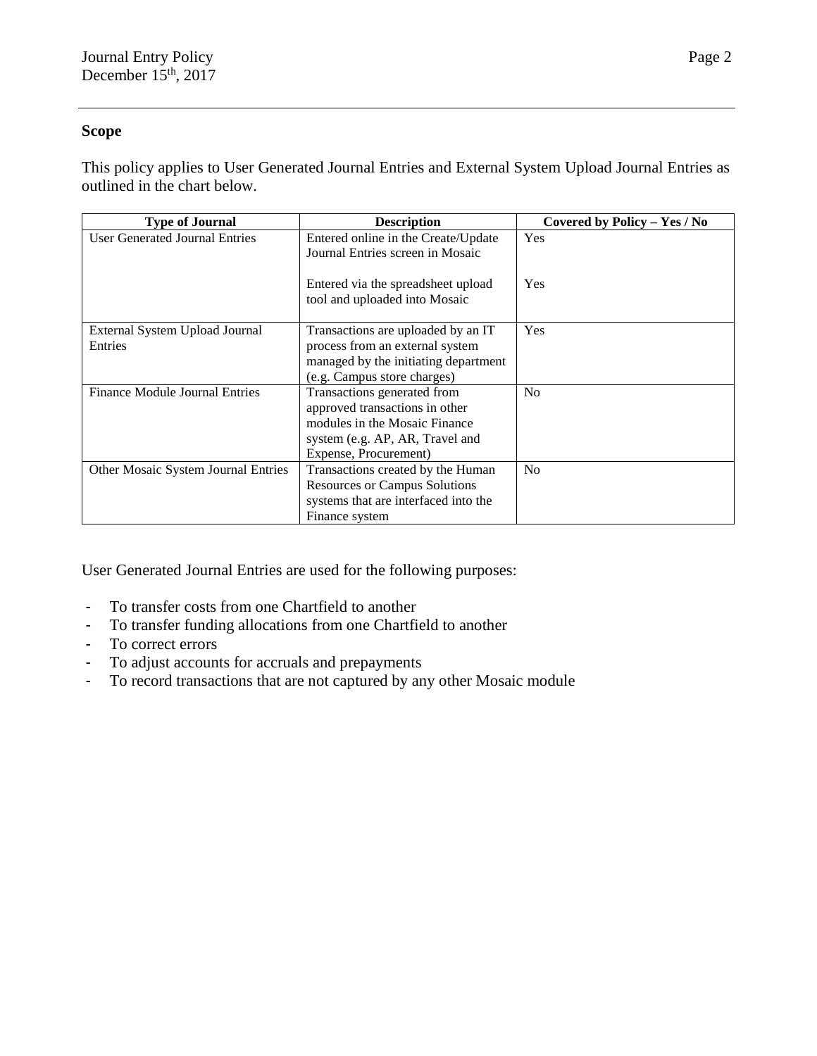## Scope

This policy applies to User Generated Journal Entries and External System Upload Journal Entries as outlined in the chart below.

| Type of Journal | Description | Covered by Policy – Yes / No |
|---|---|---|
| User Generated Journal Entries | Entered online in the Create/Update Journal Entries screen in Mosaic<br><br>Entered via the spreadsheet upload tool and uploaded into Mosaic | Yes<br><br>Yes |
| External System Upload Journal Entries | Transactions are uploaded by an IT process from an external system managed by the initiating department (e.g. Campus store charges) | Yes |
| Finance Module Journal Entries | Transactions generated from approved transactions in other modules in the Mosaic Finance system (e.g. AP, AR, Travel and Expense, Procurement) | No |
| Other Mosaic System Journal Entries | Transactions created by the Human Resources or Campus Solutions systems that are interfaced into the Finance system | No |

User Generated Journal Entries are used for the following purposes:

- To transfer costs from one Chartfield to another
- To transfer funding allocations from one Chartfield to another
- To correct errors
- To adjust accounts for accruals and prepayments
- To record transactions that are not captured by any other Mosaic module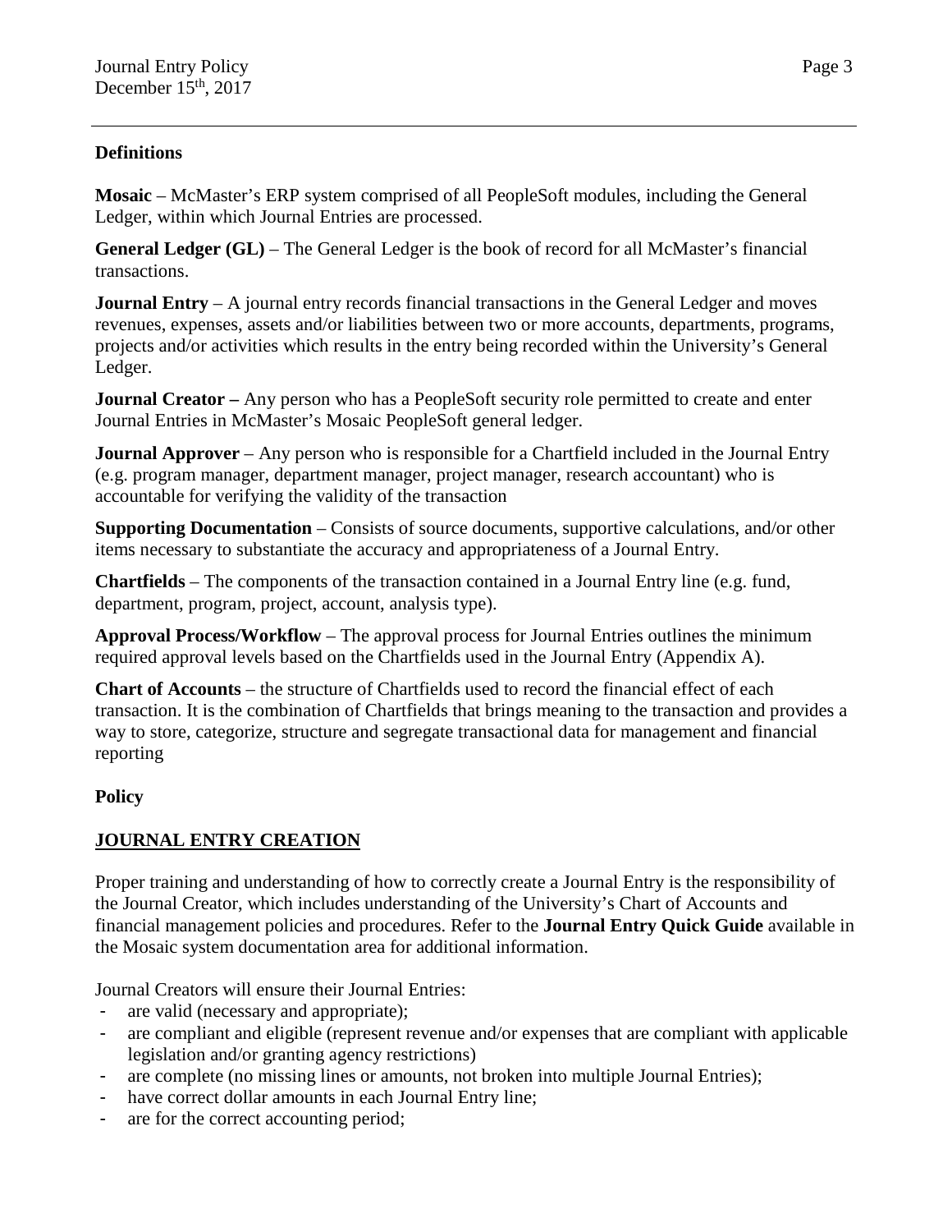**Definitions**

**Mosaic** – McMaster's ERP system comprised of all PeopleSoft modules, including the General Ledger, within which Journal Entries are processed.

**General Ledger (GL)** – The General Ledger is the book of record for all McMaster's financial transactions.

**Journal Entry** – A journal entry records financial transactions in the General Ledger and moves revenues, expenses, assets and/or liabilities between two or more accounts, departments, programs, projects and/or activities which results in the entry being recorded within the University's General Ledger.

**Journal Creator –** Any person who has a PeopleSoft security role permitted to create and enter Journal Entries in McMaster's Mosaic PeopleSoft general ledger.

**Journal Approver** – Any person who is responsible for a Chartfield included in the Journal Entry (e.g. program manager, department manager, project manager, research accountant) who is accountable for verifying the validity of the transaction

**Supporting Documentation** – Consists of source documents, supportive calculations, and/or other items necessary to substantiate the accuracy and appropriateness of a Journal Entry.

**Chartfields** – The components of the transaction contained in a Journal Entry line (e.g. fund, department, program, project, account, analysis type).

**Approval Process/Workflow** – The approval process for Journal Entries outlines the minimum required approval levels based on the Chartfields used in the Journal Entry (Appendix A).

**Chart of Accounts** – the structure of Chartfields used to record the financial effect of each transaction. It is the combination of Chartfields that brings meaning to the transaction and provides a way to store, categorize, structure and segregate transactional data for management and financial reporting

**Policy**

**JOURNAL ENTRY CREATION**

Proper training and understanding of how to correctly create a Journal Entry is the responsibility of the Journal Creator, which includes understanding of the University's Chart of Accounts and financial management policies and procedures. Refer to the **Journal Entry Quick Guide** available in the Mosaic system documentation area for additional information.

Journal Creators will ensure their Journal Entries:

- are valid (necessary and appropriate);
- are compliant and eligible (represent revenue and/or expenses that are compliant with applicable legislation and/or granting agency restrictions)
- are complete (no missing lines or amounts, not broken into multiple Journal Entries);
- have correct dollar amounts in each Journal Entry line;
- are for the correct accounting period;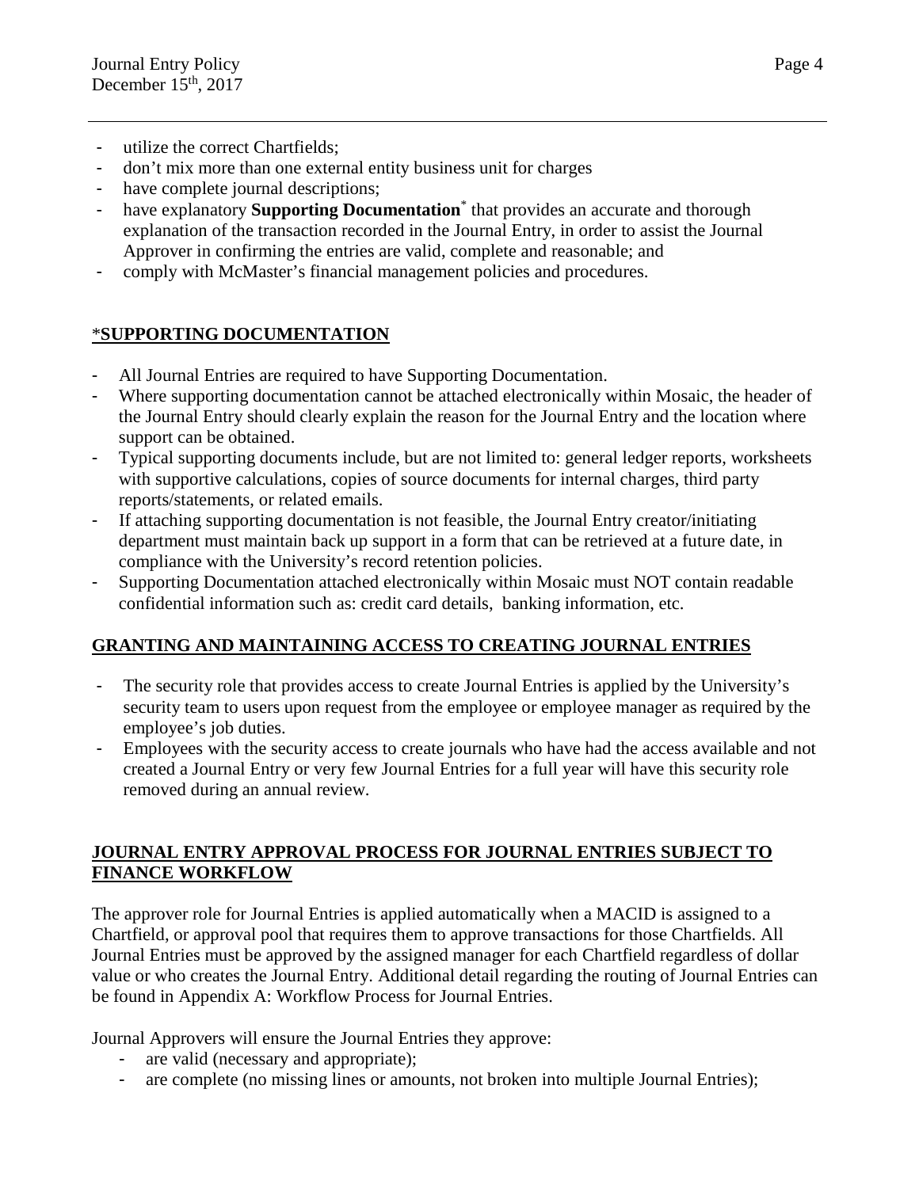- utilize the correct Chartfields;
- don't mix more than one external entity business unit for charges
- have complete journal descriptions;
- have explanatory **Supporting Documentation*** that provides an accurate and thorough explanation of the transaction recorded in the Journal Entry, in order to assist the Journal Approver in confirming the entries are valid, complete and reasonable; and
- comply with McMaster's financial management policies and procedures.

## *SUPPORTING DOCUMENTATION

- All Journal Entries are required to have Supporting Documentation.
- Where supporting documentation cannot be attached electronically within Mosaic, the header of the Journal Entry should clearly explain the reason for the Journal Entry and the location where support can be obtained.
- Typical supporting documents include, but are not limited to: general ledger reports, worksheets with supportive calculations, copies of source documents for internal charges, third party reports/statements, or related emails.
- If attaching supporting documentation is not feasible, the Journal Entry creator/initiating department must maintain back up support in a form that can be retrieved at a future date, in compliance with the University's record retention policies.
- Supporting Documentation attached electronically within Mosaic must NOT contain readable confidential information such as: credit card details, banking information, etc.

## GRANTING AND MAINTAINING ACCESS TO CREATING JOURNAL ENTRIES

- The security role that provides access to create Journal Entries is applied by the University's security team to users upon request from the employee or employee manager as required by the employee's job duties.
- Employees with the security access to create journals who have had the access available and not created a Journal Entry or very few Journal Entries for a full year will have this security role removed during an annual review.

## JOURNAL ENTRY APPROVAL PROCESS FOR JOURNAL ENTRIES SUBJECT TO FINANCE WORKFLOW

The approver role for Journal Entries is applied automatically when a MACID is assigned to a Chartfield, or approval pool that requires them to approve transactions for those Chartfields. All Journal Entries must be approved by the assigned manager for each Chartfield regardless of dollar value or who creates the Journal Entry. Additional detail regarding the routing of Journal Entries can be found in Appendix A: Workflow Process for Journal Entries.

Journal Approvers will ensure the Journal Entries they approve:

- are valid (necessary and appropriate);
- are complete (no missing lines or amounts, not broken into multiple Journal Entries);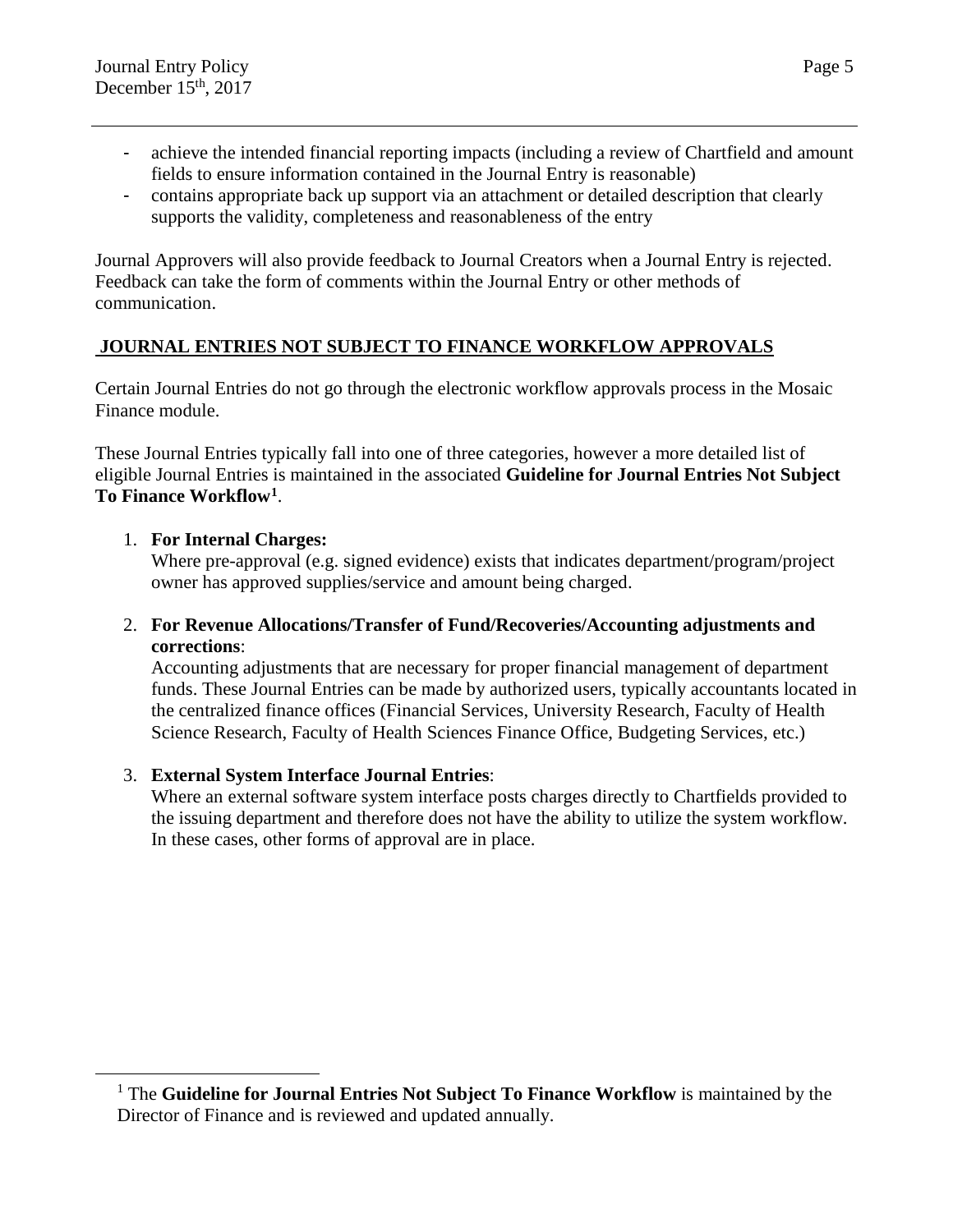- achieve the intended financial reporting impacts (including a review of Chartfield and amount fields to ensure information contained in the Journal Entry is reasonable)
- contains appropriate back up support via an attachment or detailed description that clearly supports the validity, completeness and reasonableness of the entry

Journal Approvers will also provide feedback to Journal Creators when a Journal Entry is rejected. Feedback can take the form of comments within the Journal Entry or other methods of communication.

## JOURNAL ENTRIES NOT SUBJECT TO FINANCE WORKFLOW APPROVALS

Certain Journal Entries do not go through the electronic workflow approvals process in the Mosaic Finance module.

These Journal Entries typically fall into one of three categories, however a more detailed list of eligible Journal Entries is maintained in the associated **Guideline for Journal Entries Not Subject To Finance Workflow**[1].

1. **For Internal Charges:**
   Where pre-approval (e.g. signed evidence) exists that indicates department/program/project owner has approved supplies/service and amount being charged.

2. **For Revenue Allocations/Transfer of Fund/Recoveries/Accounting adjustments and corrections**:
   Accounting adjustments that are necessary for proper financial management of department funds. These Journal Entries can be made by authorized users, typically accountants located in the centralized finance offices (Financial Services, University Research, Faculty of Health Science Research, Faculty of Health Sciences Finance Office, Budgeting Services, etc.)

3. **External System Interface Journal Entries**:
   Where an external software system interface posts charges directly to Chartfields provided to the issuing department and therefore does not have the ability to utilize the system workflow. In these cases, other forms of approval are in place.

---

[1] The **Guideline for Journal Entries Not Subject To Finance Workflow** is maintained by the Director of Finance and is reviewed and updated annually.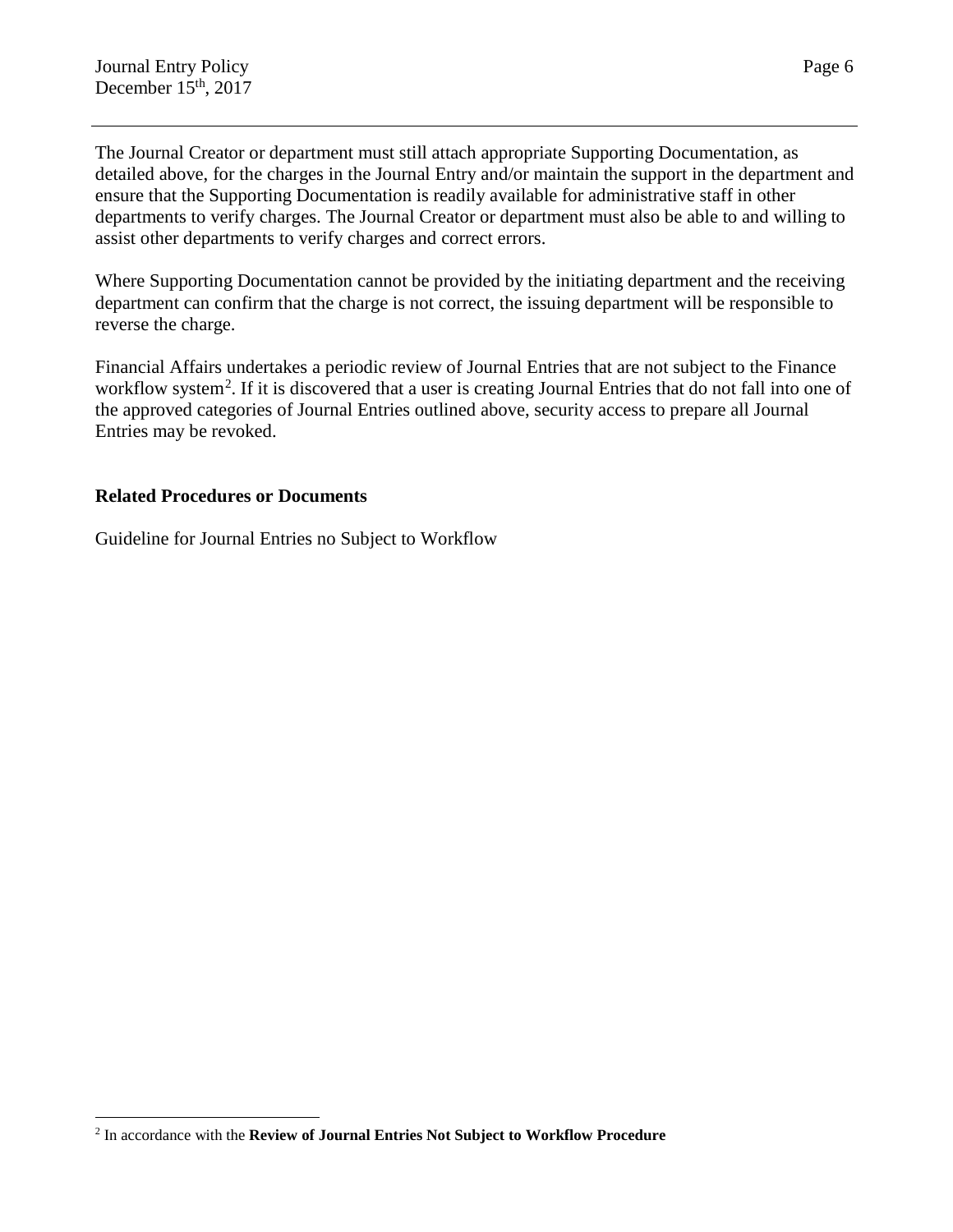The Journal Creator or department must still attach appropriate Supporting Documentation, as detailed above, for the charges in the Journal Entry and/or maintain the support in the department and ensure that the Supporting Documentation is readily available for administrative staff in other departments to verify charges. The Journal Creator or department must also be able to and willing to assist other departments to verify charges and correct errors.

Where Supporting Documentation cannot be provided by the initiating department and the receiving department can confirm that the charge is not correct, the issuing department will be responsible to reverse the charge.

Financial Affairs undertakes a periodic review of Journal Entries that are not subject to the Finance workflow system[2]. If it is discovered that a user is creating Journal Entries that do not fall into one of the approved categories of Journal Entries outlined above, security access to prepare all Journal Entries may be revoked.

**Related Procedures or Documents**

Guideline for Journal Entries no Subject to Workflow

[2] In accordance with the **Review of Journal Entries Not Subject to Workflow Procedure**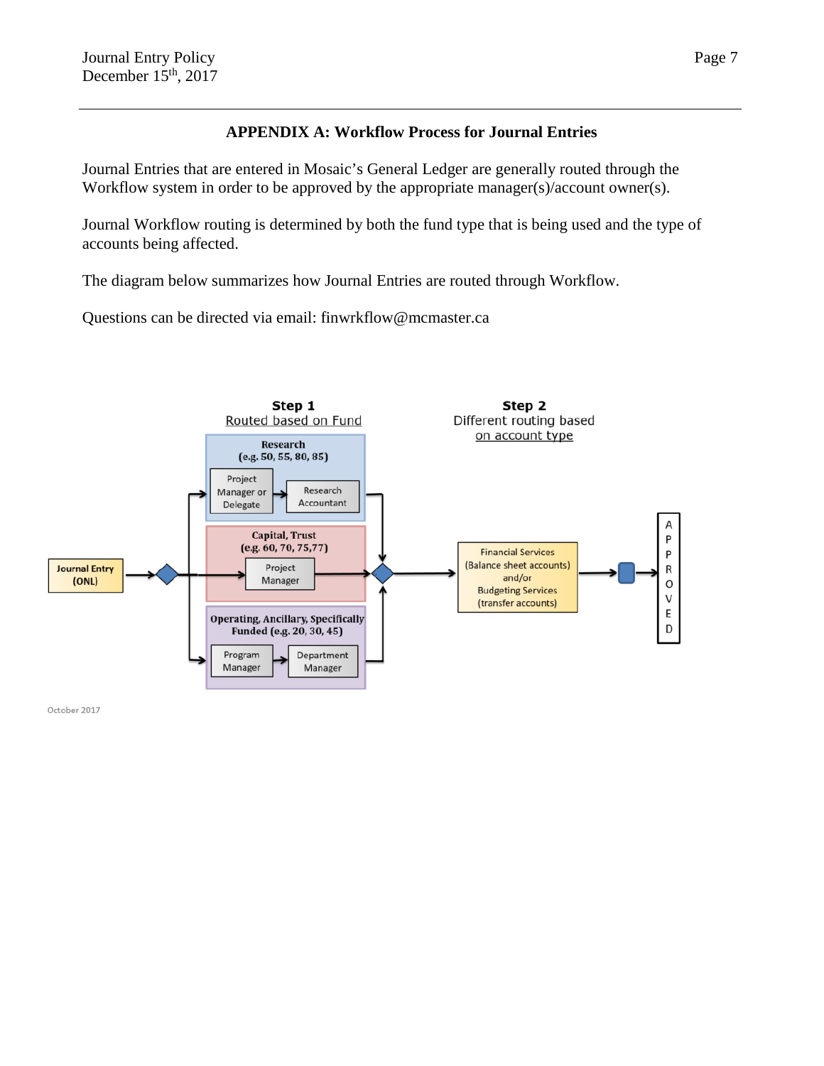## APPENDIX A: Workflow Process for Journal Entries

Journal Entries that are entered in Mosaic's General Ledger are generally routed through the Workflow system in order to be approved by the appropriate manager(s)/account owner(s).

Journal Workflow routing is determined by both the fund type that is being used and the type of accounts being affected.

The diagram below summarizes how Journal Entries are routed through Workflow.

Questions can be directed via email: finwrkflow@mcmaster.ca

Step 1
Routed based on Fund

Step 2
Different routing based on account type

Journal Entry (ONL)

Research (e.g. 50, 55, 80, 85)
Project Manager or Delegate
Research Accountant

Capital, Trust (e.g. 60, 70, 75,77)
Project Manager

Operating, Ancillary, Specifically Funded (e.g. 20, 30, 45)
Program Manager
Department Manager

Financial Services (Balance sheet accounts) and/or Budgeting Services (transfer accounts)

APPROVED

October 2017